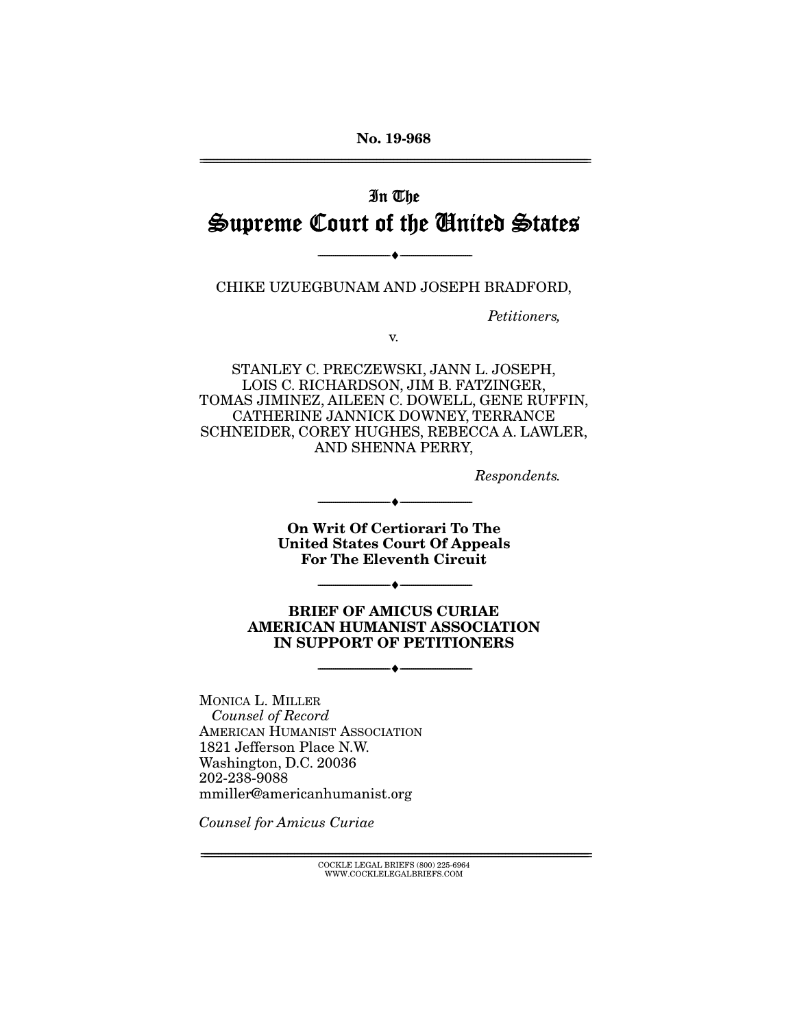No. 19-968

---

In The
# Supreme Court of the United States

---

CHIKE UZUEGBUNAM AND JOSEPH BRADFORD,

*Petitioners,*

v.

STANLEY C. PRECZEWSKI, JANN L. JOSEPH, LOIS C. RICHARDSON, JIM B. FATZINGER, TOMAS JIMINEZ, AILEEN C. DOWELL, GENE RUFFIN, CATHERINE JANNICK DOWNEY, TERRANCE SCHNEIDER, COREY HUGHES, REBECCA A. LAWLER, AND SHENNA PERRY,

*Respondents.*

---

**On Writ Of Certiorari To The United States Court Of Appeals For The Eleventh Circuit**

---

**BRIEF OF AMICUS CURIAE AMERICAN HUMANIST ASSOCIATION IN SUPPORT OF PETITIONERS**

---

MONICA L. MILLER
*Counsel of Record*
AMERICAN HUMANIST ASSOCIATION
1821 Jefferson Place N.W.
Washington, D.C. 20036
202-238-9088
mmiller@americanhumanist.org

*Counsel for Amicus Curiae*

---

COCKLE LEGAL BRIEFS (800) 225-6964
WWW.COCKLELEGALBRIEFS.COM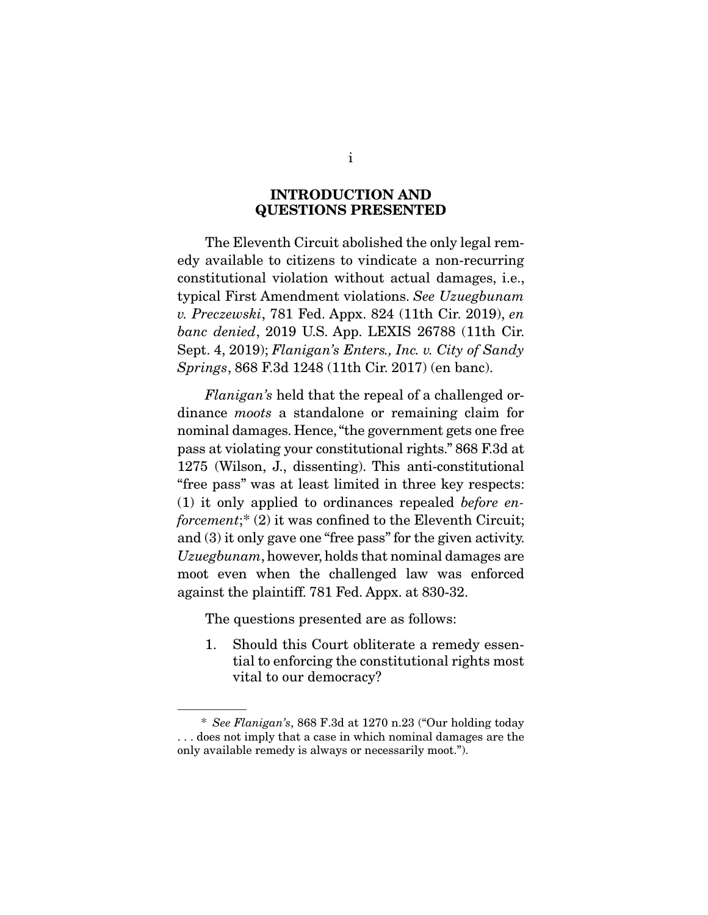## INTRODUCTION AND QUESTIONS PRESENTED

The Eleventh Circuit abolished the only legal remedy available to citizens to vindicate a non-recurring constitutional violation without actual damages, i.e., typical First Amendment violations. *See Uzuegbunam v. Preczewski*, 781 Fed. Appx. 824 (11th Cir. 2019), *en banc denied*, 2019 U.S. App. LEXIS 26788 (11th Cir. Sept. 4, 2019); *Flanigan's Enters., Inc. v. City of Sandy Springs*, 868 F.3d 1248 (11th Cir. 2017) (en banc).

*Flanigan's* held that the repeal of a challenged ordinance *moots* a standalone or remaining claim for nominal damages. Hence, "the government gets one free pass at violating your constitutional rights." 868 F.3d at 1275 (Wilson, J., dissenting). This anti-constitutional "free pass" was at least limited in three key respects: (1) it only applied to ordinances repealed *before enforcement*;* (2) it was confined to the Eleventh Circuit; and (3) it only gave one "free pass" for the given activity. *Uzuegbunam*, however, holds that nominal damages are moot even when the challenged law was enforced against the plaintiff. 781 Fed. Appx. at 830-32.

The questions presented are as follows:

1. Should this Court obliterate a remedy essential to enforcing the constitutional rights most vital to our democracy?

---

\* *See Flanigan's*, 868 F.3d at 1270 n.23 ("Our holding today . . . does not imply that a case in which nominal damages are the only available remedy is always or necessarily moot.").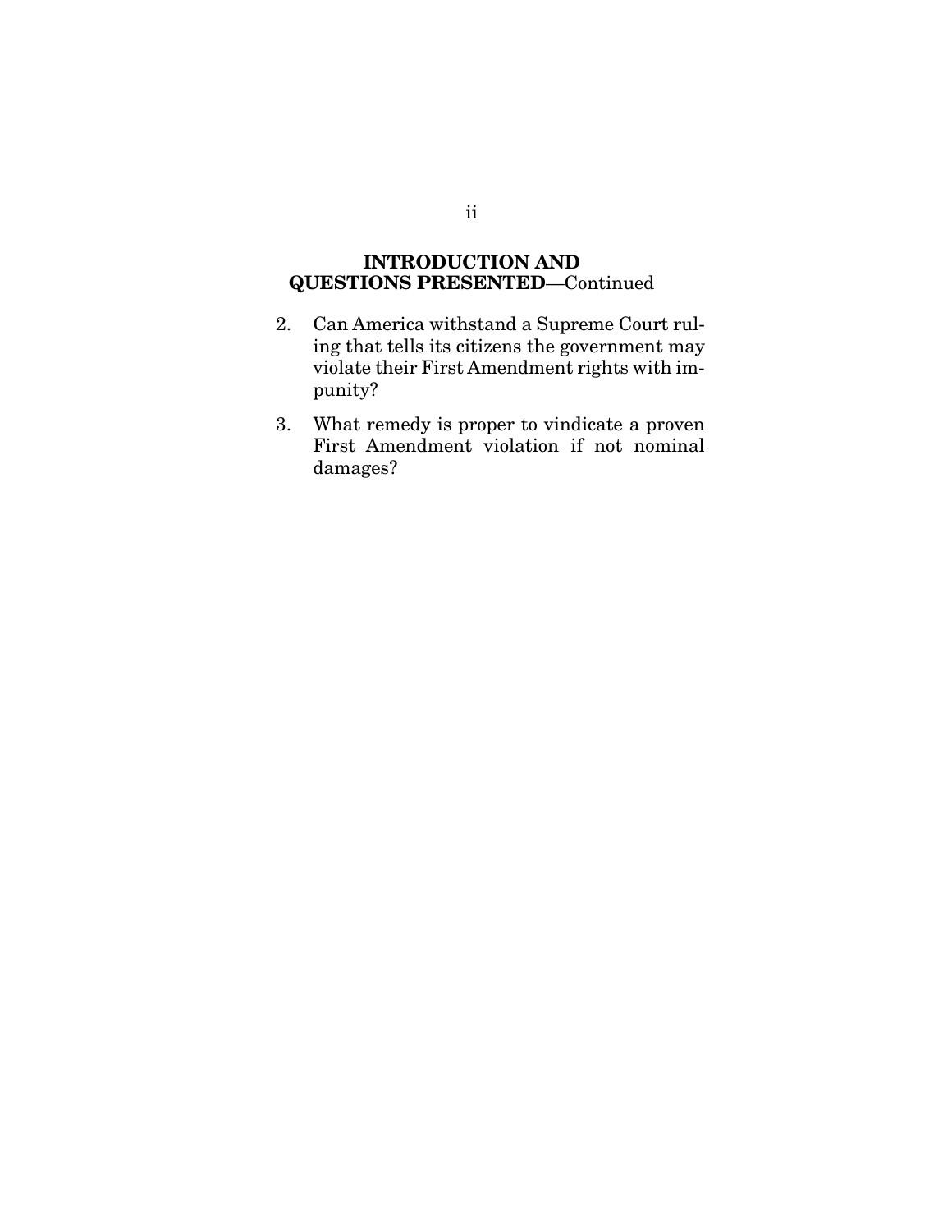## INTRODUCTION AND QUESTIONS PRESENTED—Continued

2. Can America withstand a Supreme Court ruling that tells its citizens the government may violate their First Amendment rights with impunity?

3. What remedy is proper to vindicate a proven First Amendment violation if not nominal damages?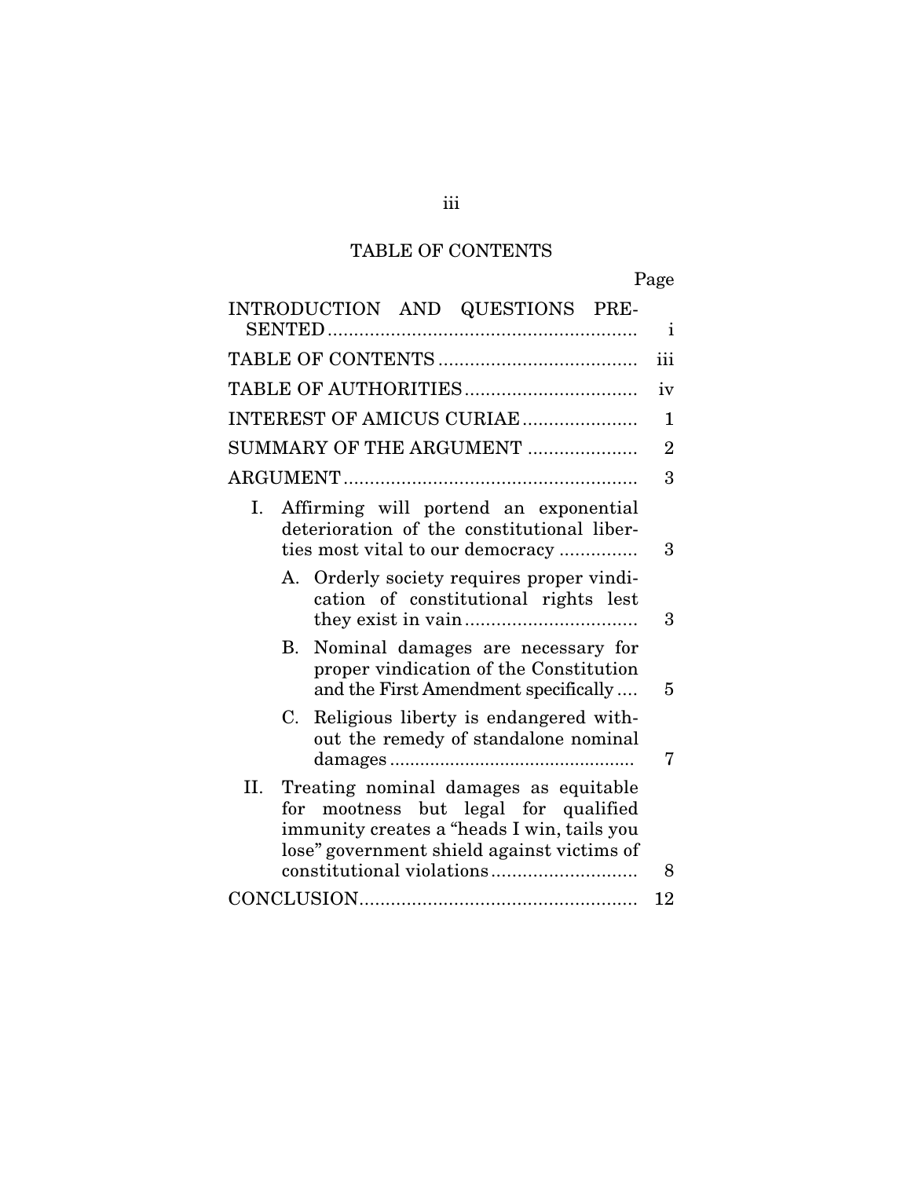## TABLE OF CONTENTS

| | Page |
|---|---|
| INTRODUCTION AND QUESTIONS PRESENTED | i |
| TABLE OF CONTENTS | iii |
| TABLE OF AUTHORITIES | iv |
| INTEREST OF AMICUS CURIAE | 1 |
| SUMMARY OF THE ARGUMENT | 2 |
| ARGUMENT | 3 |
| I. Affirming will portend an exponential deterioration of the constitutional liberties most vital to our democracy | 3 |
| A. Orderly society requires proper vindication of constitutional rights lest they exist in vain | 3 |
| B. Nominal damages are necessary for proper vindication of the Constitution and the First Amendment specifically | 5 |
| C. Religious liberty is endangered without the remedy of standalone nominal damages | 7 |
| II. Treating nominal damages as equitable for mootness but legal for qualified immunity creates a "heads I win, tails you lose" government shield against victims of constitutional violations | 8 |
| CONCLUSION | 12 |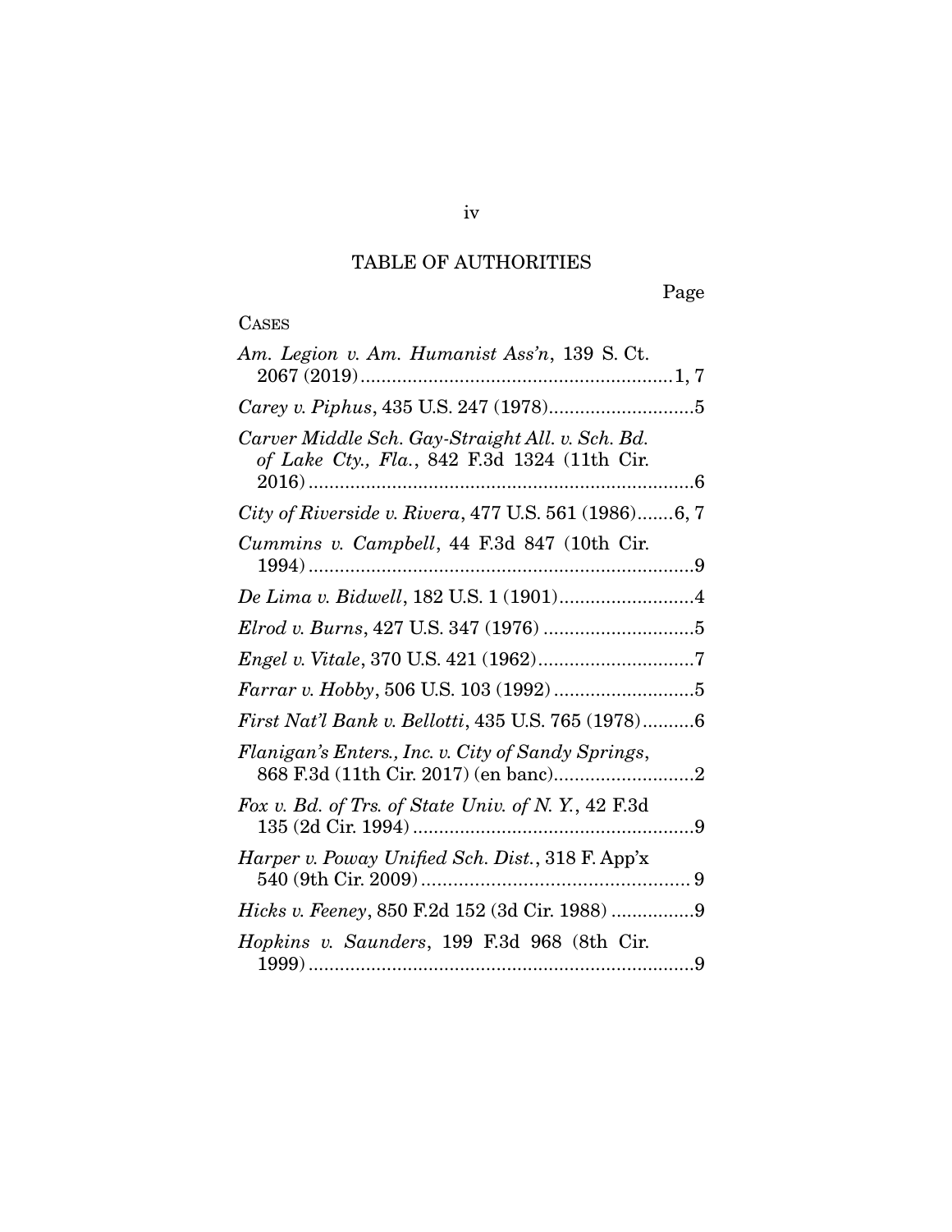# TABLE OF AUTHORITIES

| | Page |
|---|---|
| **CASES** | |
| *Am. Legion v. Am. Humanist Ass'n*, 139 S. Ct. 2067 (2019) | 1, 7 |
| *Carey v. Piphus*, 435 U.S. 247 (1978) | 5 |
| *Carver Middle Sch. Gay-Straight All. v. Sch. Bd. of Lake Cty., Fla.*, 842 F.3d 1324 (11th Cir. 2016) | 6 |
| *City of Riverside v. Rivera*, 477 U.S. 561 (1986) | 6, 7 |
| *Cummins v. Campbell*, 44 F.3d 847 (10th Cir. 1994) | 9 |
| *De Lima v. Bidwell*, 182 U.S. 1 (1901) | 4 |
| *Elrod v. Burns*, 427 U.S. 347 (1976) | 5 |
| *Engel v. Vitale*, 370 U.S. 421 (1962) | 7 |
| *Farrar v. Hobby*, 506 U.S. 103 (1992) | 5 |
| *First Nat'l Bank v. Bellotti*, 435 U.S. 765 (1978) | 6 |
| *Flanigan's Enters., Inc. v. City of Sandy Springs*, 868 F.3d (11th Cir. 2017) (en banc) | 2 |
| *Fox v. Bd. of Trs. of State Univ. of N. Y.*, 42 F.3d 135 (2d Cir. 1994) | 9 |
| *Harper v. Poway Unified Sch. Dist.*, 318 F. App'x 540 (9th Cir. 2009) | 9 |
| *Hicks v. Feeney*, 850 F.2d 152 (3d Cir. 1988) | 9 |
| *Hopkins v. Saunders*, 199 F.3d 968 (8th Cir. 1999) | 9 |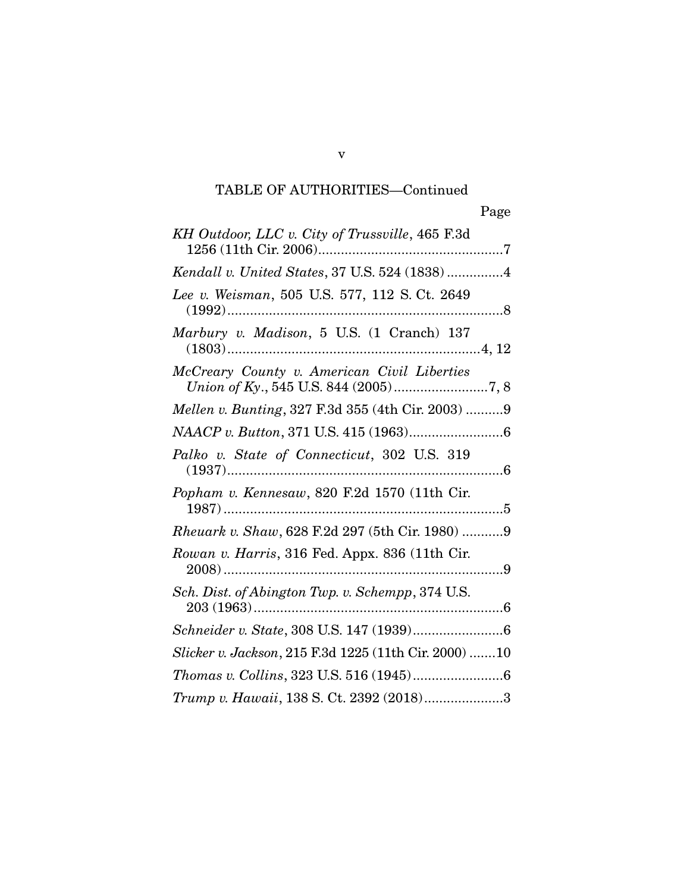TABLE OF AUTHORITIES—Continued

Page

*KH Outdoor, LLC v. City of Trussville*, 465 F.3d 1256 (11th Cir. 2006)....7

*Kendall v. United States*, 37 U.S. 524 (1838)....4

*Lee v. Weisman*, 505 U.S. 577, 112 S. Ct. 2649 (1992)....8

*Marbury v. Madison*, 5 U.S. (1 Cranch) 137 (1803)....4, 12

*McCreary County v. American Civil Liberties Union of Ky.*, 545 U.S. 844 (2005)....7, 8

*Mellen v. Bunting*, 327 F.3d 355 (4th Cir. 2003)....9

*NAACP v. Button*, 371 U.S. 415 (1963)....6

*Palko v. State of Connecticut*, 302 U.S. 319 (1937)....6

*Popham v. Kennesaw*, 820 F.2d 1570 (11th Cir. 1987)....5

*Rheuark v. Shaw*, 628 F.2d 297 (5th Cir. 1980)....9

*Rowan v. Harris*, 316 Fed. Appx. 836 (11th Cir. 2008)....9

*Sch. Dist. of Abington Twp. v. Schempp*, 374 U.S. 203 (1963)....6

*Schneider v. State*, 308 U.S. 147 (1939)....6

*Slicker v. Jackson*, 215 F.3d 1225 (11th Cir. 2000)....10

*Thomas v. Collins*, 323 U.S. 516 (1945)....6

*Trump v. Hawaii*, 138 S. Ct. 2392 (2018)....3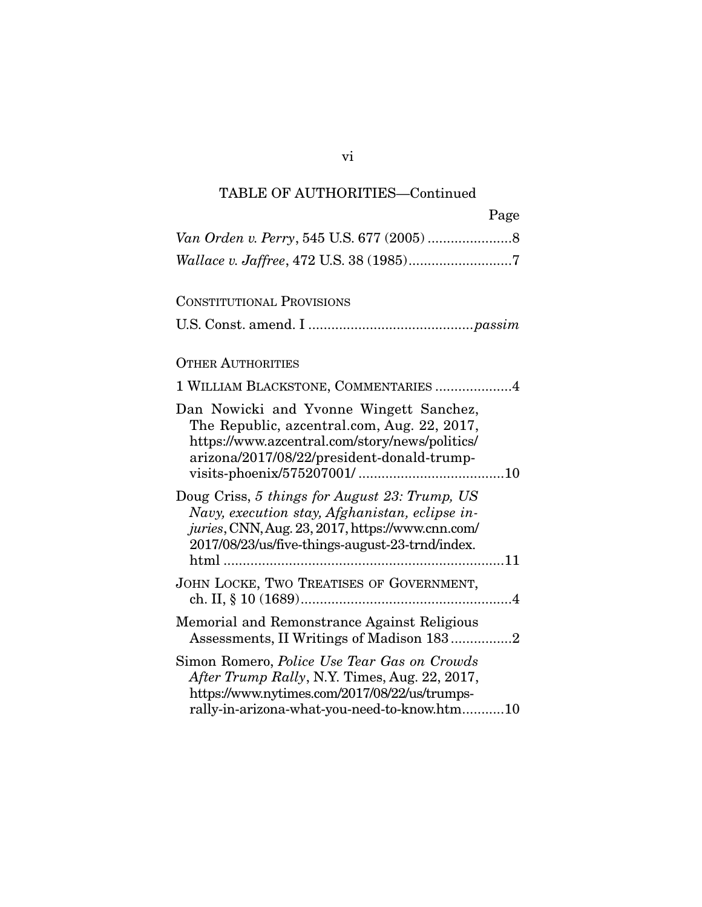TABLE OF AUTHORITIES—Continued

Page

*Van Orden v. Perry*, 545 U.S. 677 (2005) ......................8

*Wallace v. Jaffree*, 472 U.S. 38 (1985)...........................7

CONSTITUTIONAL PROVISIONS

U.S. Const. amend. I ...........................................*passim*

OTHER AUTHORITIES

1 WILLIAM BLACKSTONE, COMMENTARIES ....................4

Dan Nowicki and Yvonne Wingett Sanchez, The Republic, azcentral.com, Aug. 22, 2017, https://www.azcentral.com/story/news/politics/arizona/2017/08/22/president-donald-trump-visits-phoenix/575207001/ ......................................10

Doug Criss, *5 things for August 23: Trump, US Navy, execution stay, Afghanistan, eclipse injuries*, CNN, Aug. 23, 2017, https://www.cnn.com/2017/08/23/us/five-things-august-23-trnd/index.html .........................................................................11

JOHN LOCKE, TWO TREATISES OF GOVERNMENT, ch. II, § 10 (1689).......................................................4

Memorial and Remonstrance Against Religious Assessments, II Writings of Madison 183 ................2

Simon Romero, *Police Use Tear Gas on Crowds After Trump Rally*, N.Y. Times, Aug. 22, 2017, https://www.nytimes.com/2017/08/22/us/trumps-rally-in-arizona-what-you-need-to-know.htm...........10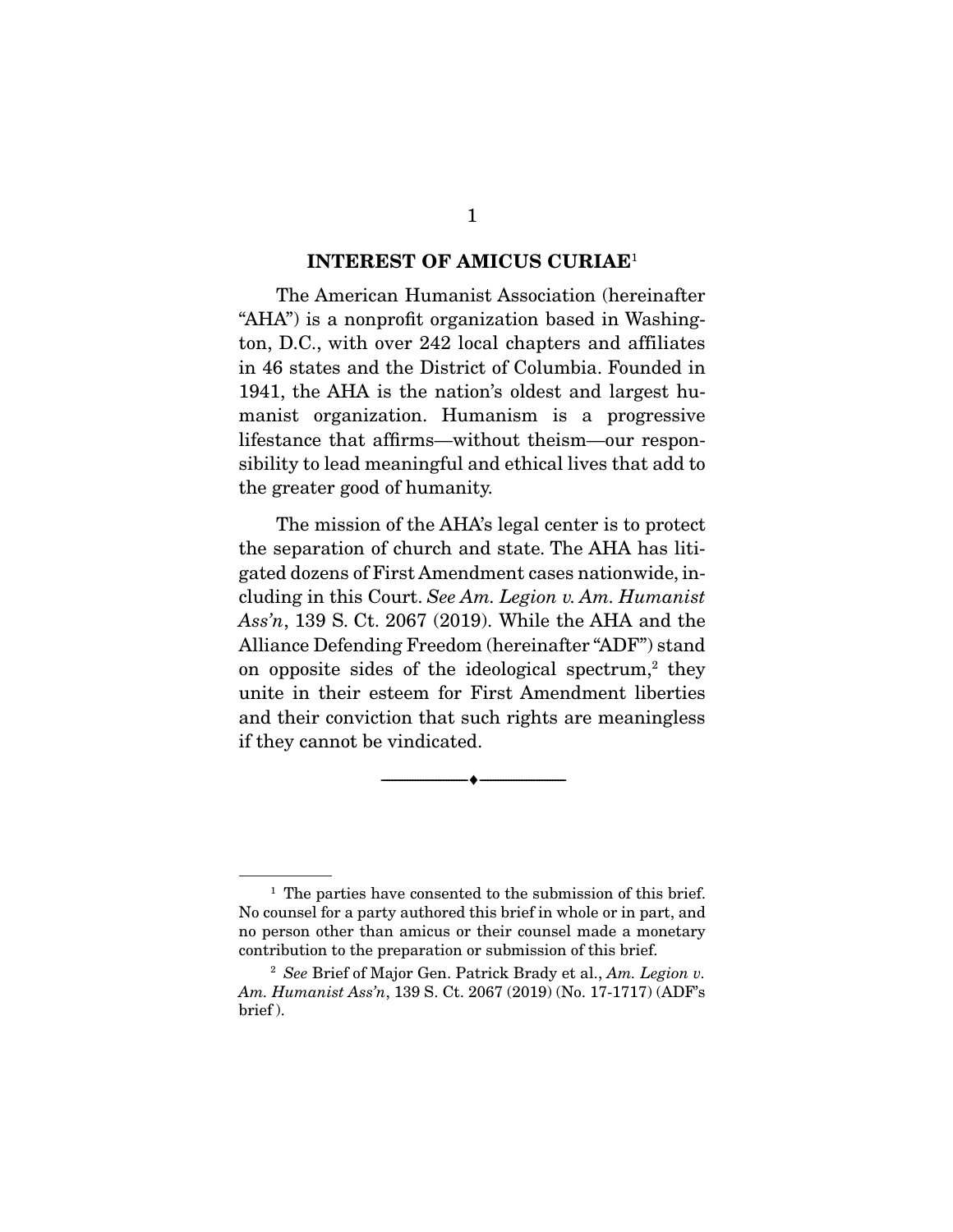## INTEREST OF AMICUS CURIAE[1]

The American Humanist Association (hereinafter "AHA") is a nonprofit organization based in Washington, D.C., with over 242 local chapters and affiliates in 46 states and the District of Columbia. Founded in 1941, the AHA is the nation's oldest and largest humanist organization. Humanism is a progressive lifestance that affirms—without theism—our responsibility to lead meaningful and ethical lives that add to the greater good of humanity.

The mission of the AHA's legal center is to protect the separation of church and state. The AHA has litigated dozens of First Amendment cases nationwide, including in this Court. *See Am. Legion v. Am. Humanist Ass'n*, 139 S. Ct. 2067 (2019). While the AHA and the Alliance Defending Freedom (hereinafter "ADF") stand on opposite sides of the ideological spectrum,[2] they unite in their esteem for First Amendment liberties and their conviction that such rights are meaningless if they cannot be vindicated.

---

[1] The parties have consented to the submission of this brief. No counsel for a party authored this brief in whole or in part, and no person other than amicus or their counsel made a monetary contribution to the preparation or submission of this brief.

[2] *See* Brief of Major Gen. Patrick Brady et al., *Am. Legion v. Am. Humanist Ass'n*, 139 S. Ct. 2067 (2019) (No. 17-1717) (ADF's brief ).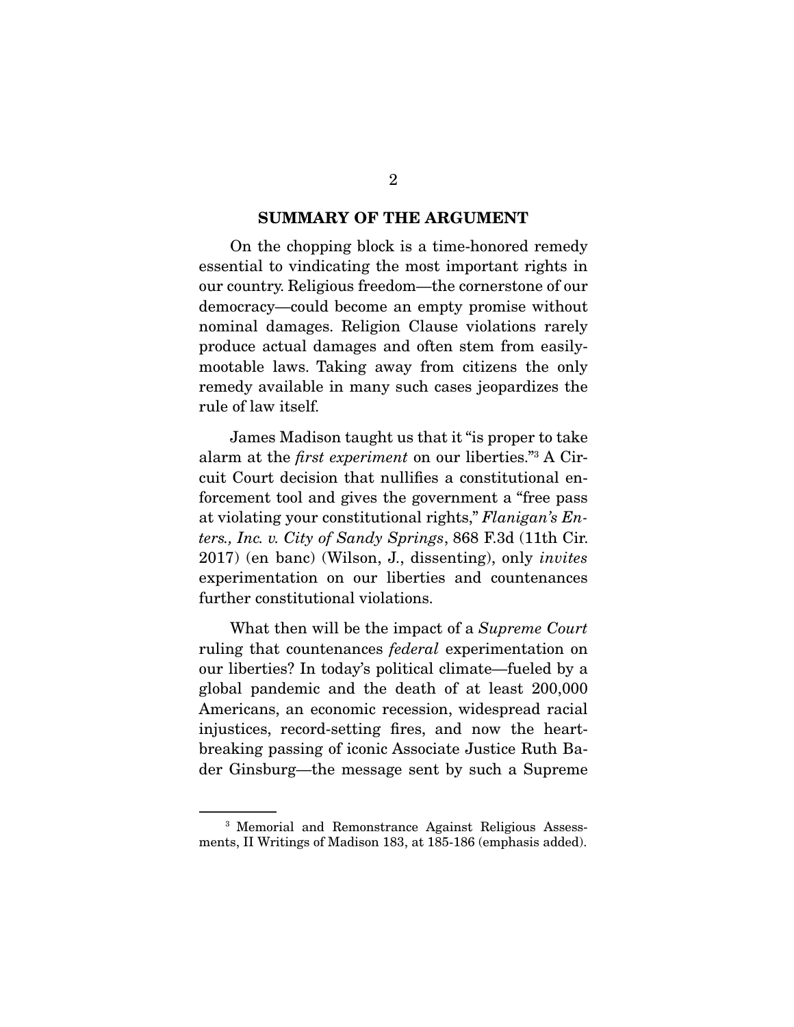## SUMMARY OF THE ARGUMENT

On the chopping block is a time-honored remedy essential to vindicating the most important rights in our country. Religious freedom—the cornerstone of our democracy—could become an empty promise without nominal damages. Religion Clause violations rarely produce actual damages and often stem from easily-mootable laws. Taking away from citizens the only remedy available in many such cases jeopardizes the rule of law itself.

James Madison taught us that it "is proper to take alarm at the *first experiment* on our liberties."[3] A Circuit Court decision that nullifies a constitutional enforcement tool and gives the government a "free pass at violating your constitutional rights," *Flanigan's Enters., Inc. v. City of Sandy Springs*, 868 F.3d (11th Cir. 2017) (en banc) (Wilson, J., dissenting), only *invites* experimentation on our liberties and countenances further constitutional violations.

What then will be the impact of a *Supreme Court* ruling that countenances *federal* experimentation on our liberties? In today's political climate—fueled by a global pandemic and the death of at least 200,000 Americans, an economic recession, widespread racial injustices, record-setting fires, and now the heartbreaking passing of iconic Associate Justice Ruth Bader Ginsburg—the message sent by such a Supreme

[3] Memorial and Remonstrance Against Religious Assessments, II Writings of Madison 183, at 185-186 (emphasis added).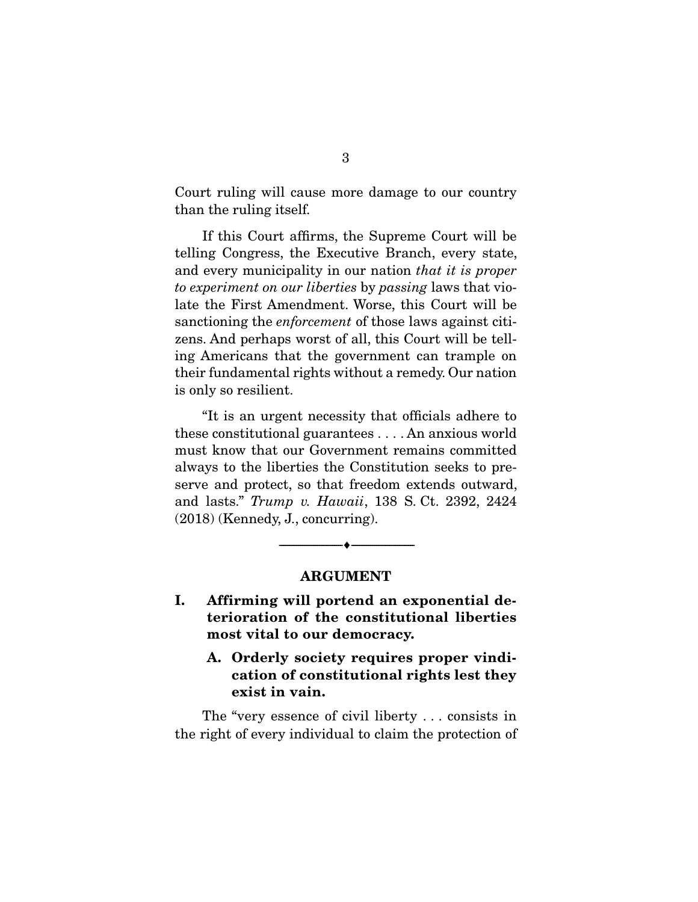Court ruling will cause more damage to our country than the ruling itself.

If this Court affirms, the Supreme Court will be telling Congress, the Executive Branch, every state, and every municipality in our nation *that it is proper to experiment on our liberties* by *passing* laws that violate the First Amendment. Worse, this Court will be sanctioning the *enforcement* of those laws against citizens. And perhaps worst of all, this Court will be telling Americans that the government can trample on their fundamental rights without a remedy. Our nation is only so resilient.

"It is an urgent necessity that officials adhere to these constitutional guarantees . . . . An anxious world must know that our Government remains committed always to the liberties the Constitution seeks to preserve and protect, so that freedom extends outward, and lasts." *Trump v. Hawaii*, 138 S. Ct. 2392, 2424 (2018) (Kennedy, J., concurring).

---

## ARGUMENT

### I. Affirming will portend an exponential deterioration of the constitutional liberties most vital to our democracy.

#### A. Orderly society requires proper vindication of constitutional rights lest they exist in vain.

The "very essence of civil liberty . . . consists in the right of every individual to claim the protection of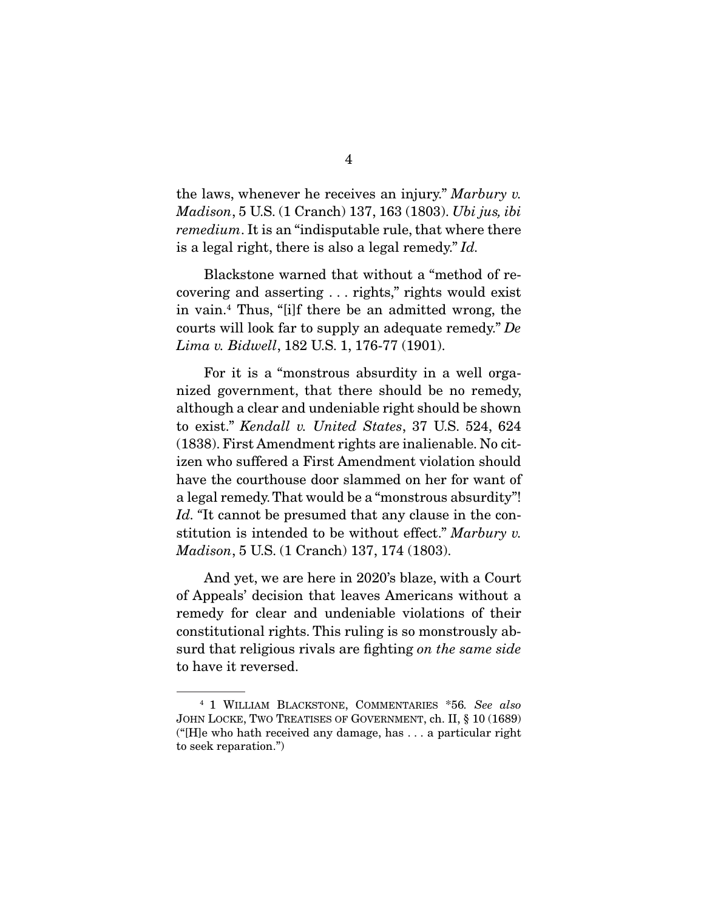the laws, whenever he receives an injury." *Marbury v. Madison*, 5 U.S. (1 Cranch) 137, 163 (1803). *Ubi jus, ibi remedium*. It is an "indisputable rule, that where there is a legal right, there is also a legal remedy." *Id.*

Blackstone warned that without a "method of recovering and asserting . . . rights," rights would exist in vain.[4] Thus, "[i]f there be an admitted wrong, the courts will look far to supply an adequate remedy." *De Lima v. Bidwell*, 182 U.S. 1, 176-77 (1901).

For it is a "monstrous absurdity in a well organized government, that there should be no remedy, although a clear and undeniable right should be shown to exist." *Kendall v. United States*, 37 U.S. 524, 624 (1838). First Amendment rights are inalienable. No citizen who suffered a First Amendment violation should have the courthouse door slammed on her for want of a legal remedy. That would be a "monstrous absurdity"! *Id.* "It cannot be presumed that any clause in the constitution is intended to be without effect." *Marbury v. Madison*, 5 U.S. (1 Cranch) 137, 174 (1803).

And yet, we are here in 2020's blaze, with a Court of Appeals' decision that leaves Americans without a remedy for clear and undeniable violations of their constitutional rights. This ruling is so monstrously absurd that religious rivals are fighting *on the same side* to have it reversed.

---

[4] 1 WILLIAM BLACKSTONE, COMMENTARIES *56. *See also* JOHN LOCKE, TWO TREATISES OF GOVERNMENT, ch. II, § 10 (1689) ("[H]e who hath received any damage, has . . . a particular right to seek reparation.")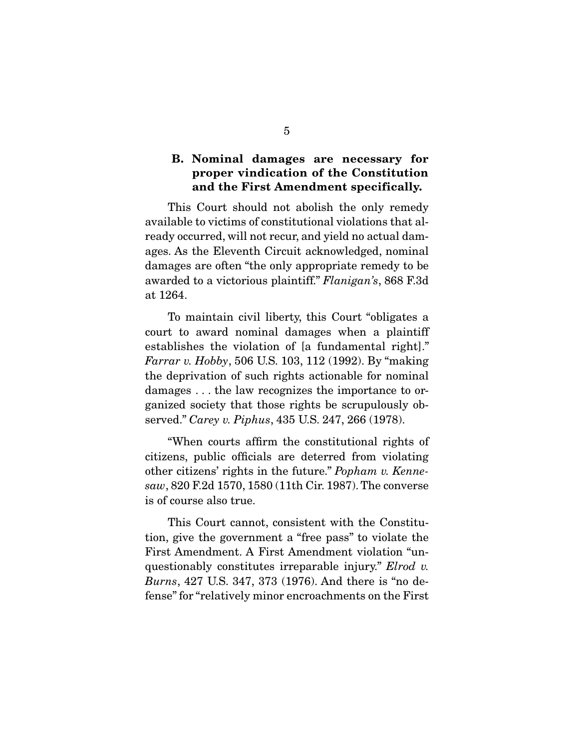### B. Nominal damages are necessary for proper vindication of the Constitution and the First Amendment specifically.

This Court should not abolish the only remedy available to victims of constitutional violations that already occurred, will not recur, and yield no actual damages. As the Eleventh Circuit acknowledged, nominal damages are often "the only appropriate remedy to be awarded to a victorious plaintiff." *Flanigan's*, 868 F.3d at 1264.

To maintain civil liberty, this Court "obligates a court to award nominal damages when a plaintiff establishes the violation of [a fundamental right]." *Farrar v. Hobby*, 506 U.S. 103, 112 (1992). By "making the deprivation of such rights actionable for nominal damages . . . the law recognizes the importance to organized society that those rights be scrupulously observed." *Carey v. Piphus*, 435 U.S. 247, 266 (1978).

"When courts affirm the constitutional rights of citizens, public officials are deterred from violating other citizens' rights in the future." *Popham v. Kennesaw*, 820 F.2d 1570, 1580 (11th Cir. 1987). The converse is of course also true.

This Court cannot, consistent with the Constitution, give the government a "free pass" to violate the First Amendment. A First Amendment violation "unquestionably constitutes irreparable injury." *Elrod v. Burns*, 427 U.S. 347, 373 (1976). And there is "no defense" for "relatively minor encroachments on the First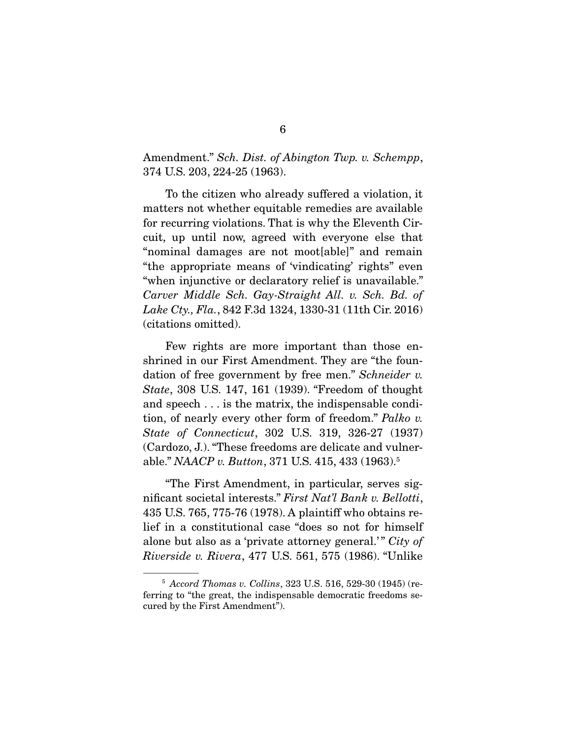Amendment." *Sch. Dist. of Abington Twp. v. Schempp*, 374 U.S. 203, 224-25 (1963).

To the citizen who already suffered a violation, it matters not whether equitable remedies are available for recurring violations. That is why the Eleventh Circuit, up until now, agreed with everyone else that "nominal damages are not moot[able]" and remain "the appropriate means of 'vindicating' rights" even "when injunctive or declaratory relief is unavailable." *Carver Middle Sch. Gay-Straight All. v. Sch. Bd. of Lake Cty., Fla.*, 842 F.3d 1324, 1330-31 (11th Cir. 2016) (citations omitted).

Few rights are more important than those enshrined in our First Amendment. They are "the foundation of free government by free men." *Schneider v. State*, 308 U.S. 147, 161 (1939). "Freedom of thought and speech . . . is the matrix, the indispensable condition, of nearly every other form of freedom." *Palko v. State of Connecticut*, 302 U.S. 319, 326-27 (1937) (Cardozo, J.). "These freedoms are delicate and vulnerable." *NAACP v. Button*, 371 U.S. 415, 433 (1963).[5]

"The First Amendment, in particular, serves significant societal interests." *First Nat'l Bank v. Bellotti*, 435 U.S. 765, 775-76 (1978). A plaintiff who obtains relief in a constitutional case "does so not for himself alone but also as a 'private attorney general.'" *City of Riverside v. Rivera*, 477 U.S. 561, 575 (1986). "Unlike

---

[5] *Accord Thomas v. Collins*, 323 U.S. 516, 529-30 (1945) (referring to "the great, the indispensable democratic freedoms secured by the First Amendment").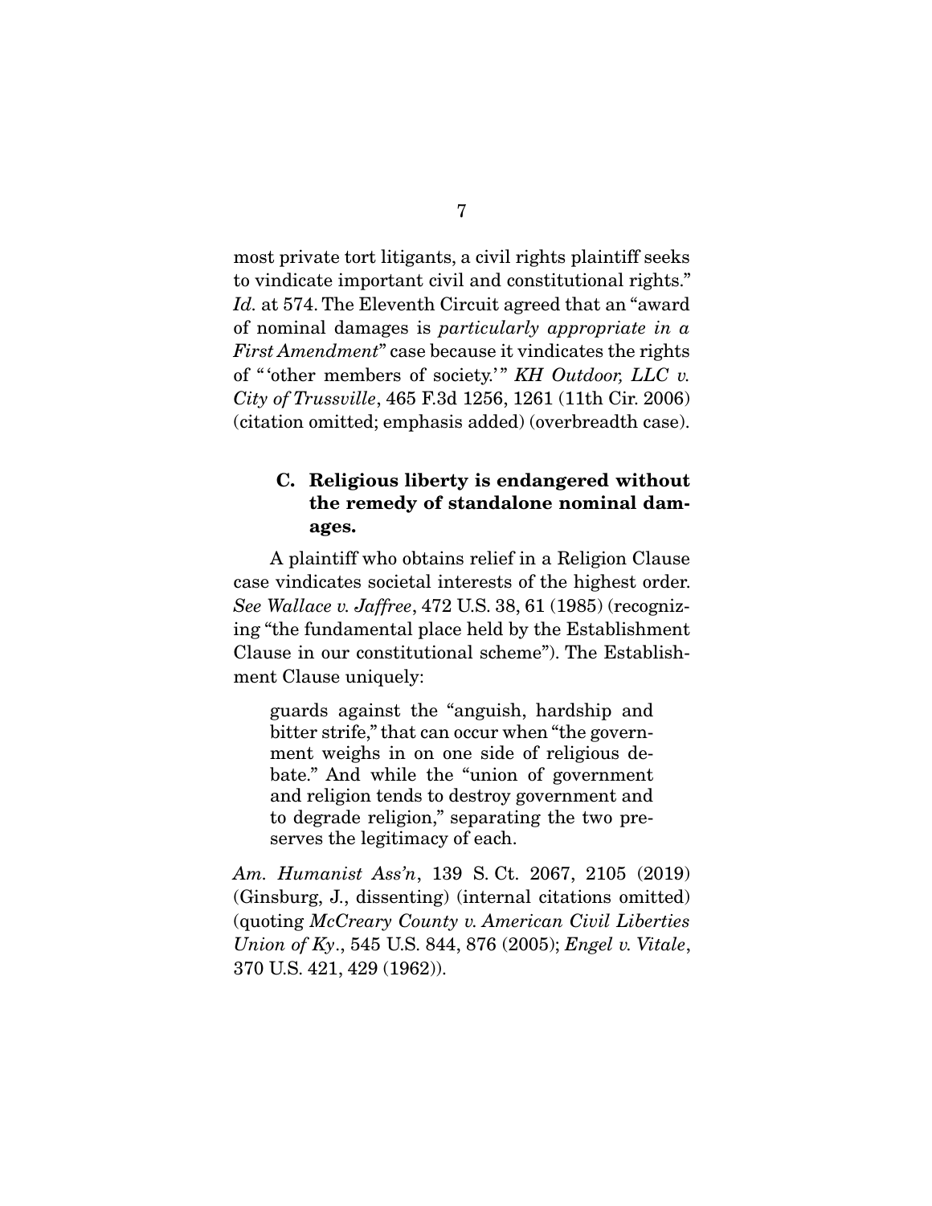most private tort litigants, a civil rights plaintiff seeks to vindicate important civil and constitutional rights." *Id.* at 574. The Eleventh Circuit agreed that an "award of nominal damages is *particularly appropriate in a First Amendment*" case because it vindicates the rights of "'other members of society.'" *KH Outdoor, LLC v. City of Trussville*, 465 F.3d 1256, 1261 (11th Cir. 2006) (citation omitted; emphasis added) (overbreadth case).

### C. Religious liberty is endangered without the remedy of standalone nominal damages.

A plaintiff who obtains relief in a Religion Clause case vindicates societal interests of the highest order. *See Wallace v. Jaffree*, 472 U.S. 38, 61 (1985) (recognizing "the fundamental place held by the Establishment Clause in our constitutional scheme"). The Establishment Clause uniquely:

> guards against the "anguish, hardship and bitter strife," that can occur when "the government weighs in on one side of religious debate." And while the "union of government and religion tends to destroy government and to degrade religion," separating the two preserves the legitimacy of each.

*Am. Humanist Ass'n*, 139 S. Ct. 2067, 2105 (2019) (Ginsburg, J., dissenting) (internal citations omitted) (quoting *McCreary County v. American Civil Liberties Union of Ky*., 545 U.S. 844, 876 (2005); *Engel v. Vitale*, 370 U.S. 421, 429 (1962)).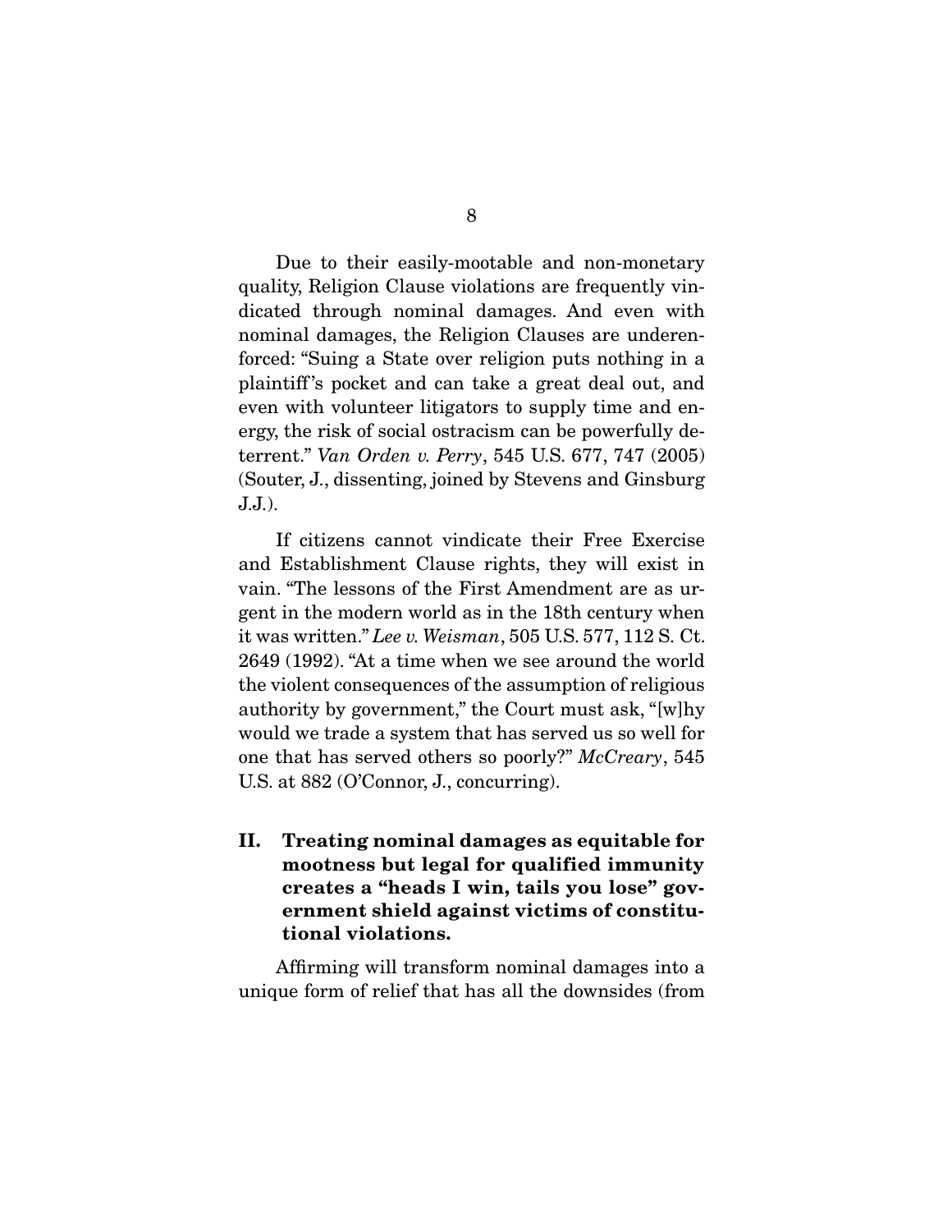Due to their easily-mootable and non-monetary quality, Religion Clause violations are frequently vindicated through nominal damages. And even with nominal damages, the Religion Clauses are underenforced: "Suing a State over religion puts nothing in a plaintiff's pocket and can take a great deal out, and even with volunteer litigators to supply time and energy, the risk of social ostracism can be powerfully deterrent." *Van Orden v. Perry*, 545 U.S. 677, 747 (2005) (Souter, J., dissenting, joined by Stevens and Ginsburg J.J.).

If citizens cannot vindicate their Free Exercise and Establishment Clause rights, they will exist in vain. "The lessons of the First Amendment are as urgent in the modern world as in the 18th century when it was written." *Lee v. Weisman*, 505 U.S. 577, 112 S. Ct. 2649 (1992). "At a time when we see around the world the violent consequences of the assumption of religious authority by government," the Court must ask, "[w]hy would we trade a system that has served us so well for one that has served others so poorly?" *McCreary*, 545 U.S. at 882 (O'Connor, J., concurring).

## II. Treating nominal damages as equitable for mootness but legal for qualified immunity creates a "heads I win, tails you lose" government shield against victims of constitutional violations.

Affirming will transform nominal damages into a unique form of relief that has all the downsides (from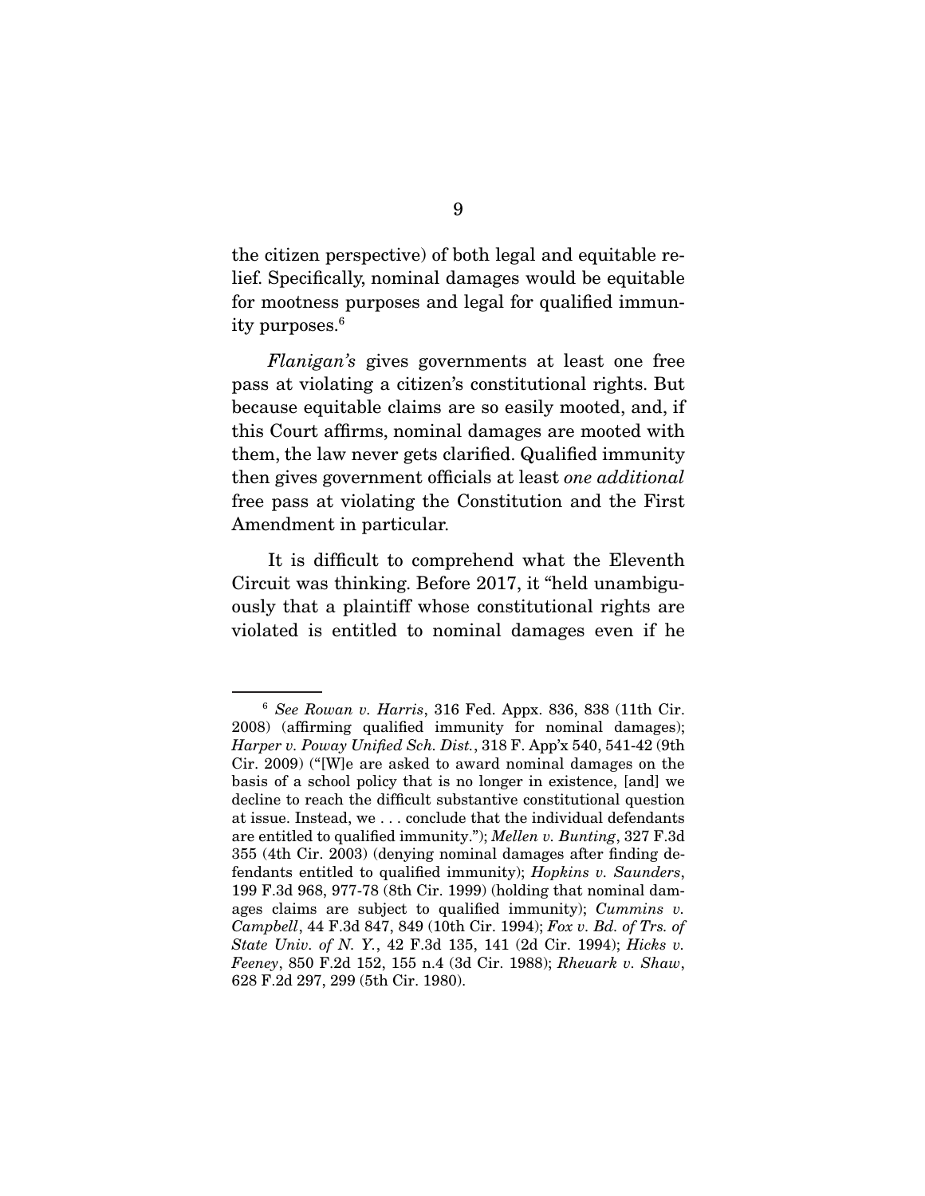the citizen perspective) of both legal and equitable relief. Specifically, nominal damages would be equitable for mootness purposes and legal for qualified immunity purposes.[6]

*Flanigan's* gives governments at least one free pass at violating a citizen's constitutional rights. But because equitable claims are so easily mooted, and, if this Court affirms, nominal damages are mooted with them, the law never gets clarified. Qualified immunity then gives government officials at least *one additional* free pass at violating the Constitution and the First Amendment in particular.

It is difficult to comprehend what the Eleventh Circuit was thinking. Before 2017, it "held unambiguously that a plaintiff whose constitutional rights are violated is entitled to nominal damages even if he

---

[6] *See Rowan v. Harris*, 316 Fed. Appx. 836, 838 (11th Cir. 2008) (affirming qualified immunity for nominal damages); *Harper v. Poway Unified Sch. Dist.*, 318 F. App'x 540, 541-42 (9th Cir. 2009) ("[W]e are asked to award nominal damages on the basis of a school policy that is no longer in existence, [and] we decline to reach the difficult substantive constitutional question at issue. Instead, we . . . conclude that the individual defendants are entitled to qualified immunity."); *Mellen v. Bunting*, 327 F.3d 355 (4th Cir. 2003) (denying nominal damages after finding defendants entitled to qualified immunity); *Hopkins v. Saunders*, 199 F.3d 968, 977-78 (8th Cir. 1999) (holding that nominal damages claims are subject to qualified immunity); *Cummins v. Campbell*, 44 F.3d 847, 849 (10th Cir. 1994); *Fox v. Bd. of Trs. of State Univ. of N. Y.*, 42 F.3d 135, 141 (2d Cir. 1994); *Hicks v. Feeney*, 850 F.2d 152, 155 n.4 (3d Cir. 1988); *Rheuark v. Shaw*, 628 F.2d 297, 299 (5th Cir. 1980).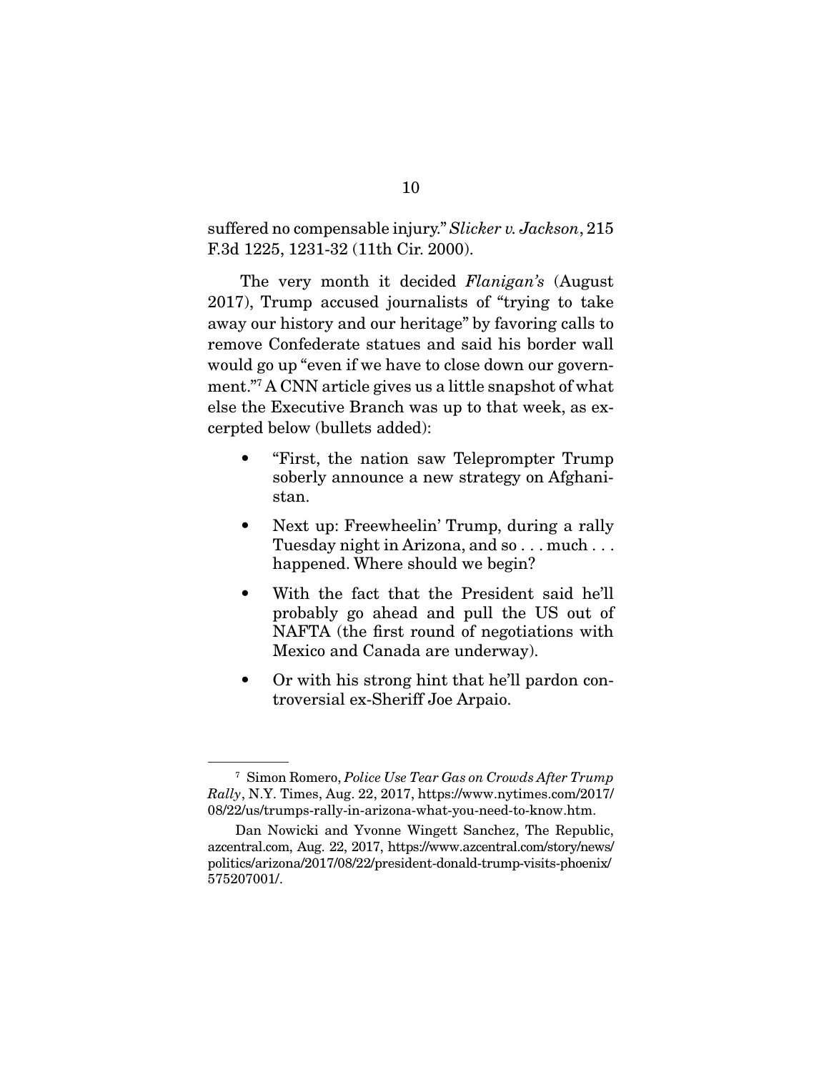suffered no compensable injury." *Slicker v. Jackson*, 215 F.3d 1225, 1231-32 (11th Cir. 2000).

The very month it decided *Flanigan's* (August 2017), Trump accused journalists of "trying to take away our history and our heritage" by favoring calls to remove Confederate statues and said his border wall would go up "even if we have to close down our government."[7] A CNN article gives us a little snapshot of what else the Executive Branch was up to that week, as excerpted below (bullets added):

- "First, the nation saw Teleprompter Trump soberly announce a new strategy on Afghanistan.
- Next up: Freewheelin' Trump, during a rally Tuesday night in Arizona, and so . . . much . . . happened. Where should we begin?
- With the fact that the President said he'll probably go ahead and pull the US out of NAFTA (the first round of negotiations with Mexico and Canada are underway).
- Or with his strong hint that he'll pardon controversial ex-Sheriff Joe Arpaio.

---

[7] Simon Romero, *Police Use Tear Gas on Crowds After Trump Rally*, N.Y. Times, Aug. 22, 2017, https://www.nytimes.com/2017/08/22/us/trumps-rally-in-arizona-what-you-need-to-know.htm.

Dan Nowicki and Yvonne Wingett Sanchez, The Republic, azcentral.com, Aug. 22, 2017, https://www.azcentral.com/story/news/politics/arizona/2017/08/22/president-donald-trump-visits-phoenix/575207001/.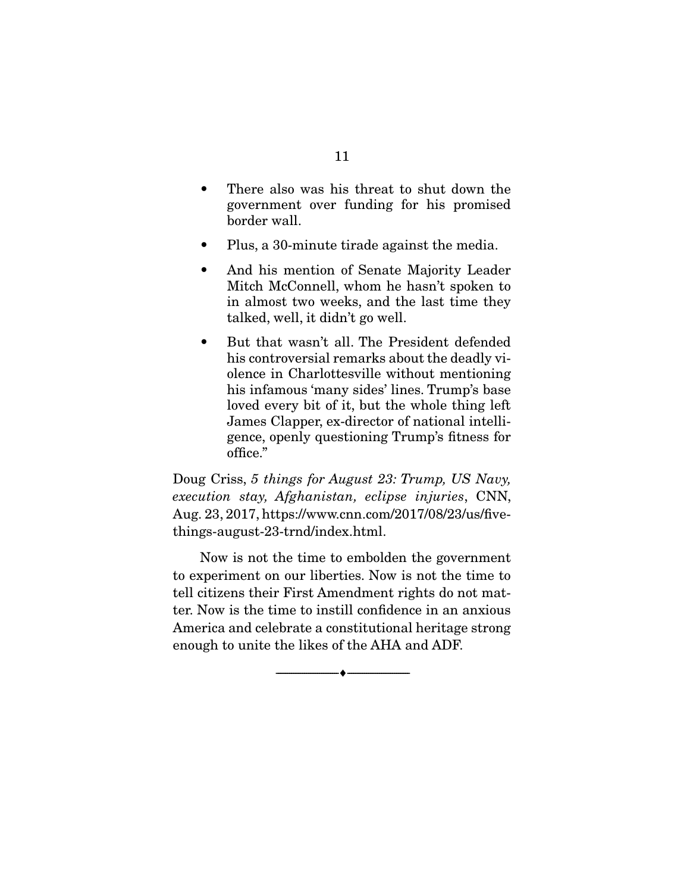- There also was his threat to shut down the government over funding for his promised border wall.
- Plus, a 30-minute tirade against the media.
- And his mention of Senate Majority Leader Mitch McConnell, whom he hasn't spoken to in almost two weeks, and the last time they talked, well, it didn't go well.
- But that wasn't all. The President defended his controversial remarks about the deadly violence in Charlottesville without mentioning his infamous 'many sides' lines. Trump's base loved every bit of it, but the whole thing left James Clapper, ex-director of national intelligence, openly questioning Trump's fitness for office."

Doug Criss, *5 things for August 23: Trump, US Navy, execution stay, Afghanistan, eclipse injuries*, CNN, Aug. 23, 2017, https://www.cnn.com/2017/08/23/us/five-things-august-23-trnd/index.html.

Now is not the time to embolden the government to experiment on our liberties. Now is not the time to tell citizens their First Amendment rights do not matter. Now is the time to instill confidence in an anxious America and celebrate a constitutional heritage strong enough to unite the likes of the AHA and ADF.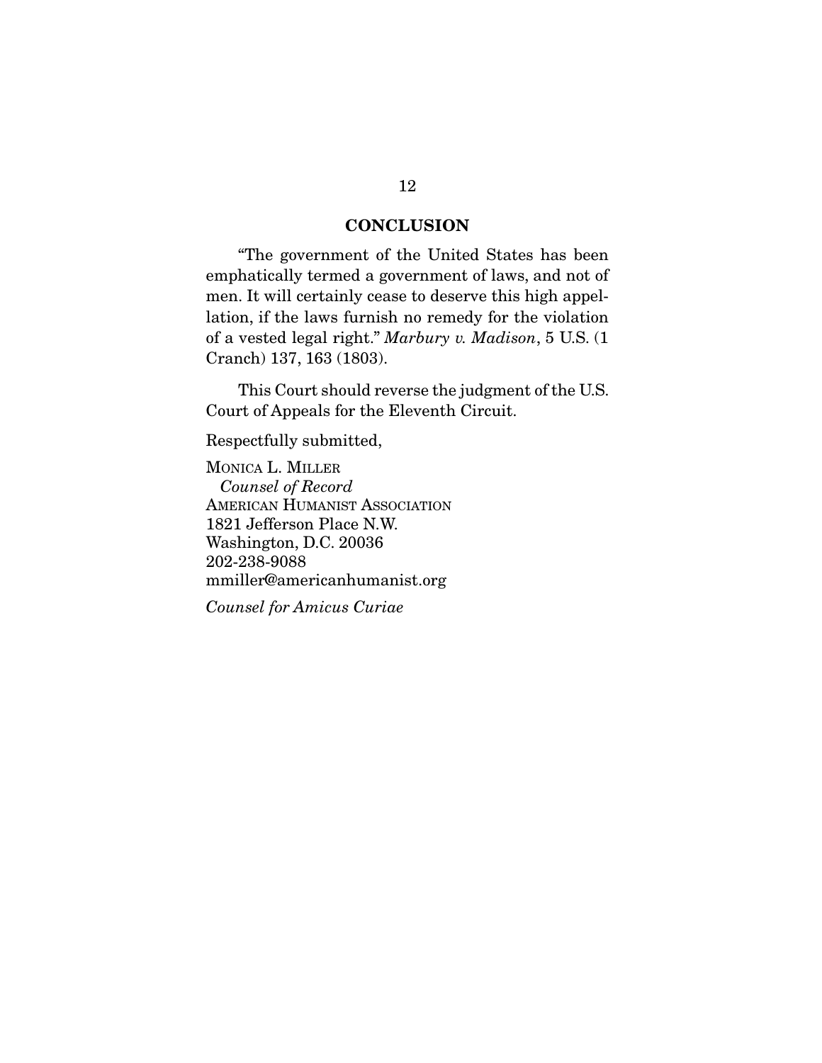## CONCLUSION

"The government of the United States has been emphatically termed a government of laws, and not of men. It will certainly cease to deserve this high appellation, if the laws furnish no remedy for the violation of a vested legal right." *Marbury v. Madison*, 5 U.S. (1 Cranch) 137, 163 (1803).

This Court should reverse the judgment of the U.S. Court of Appeals for the Eleventh Circuit.

Respectfully submitted,

MONICA L. MILLER
*Counsel of Record*
AMERICAN HUMANIST ASSOCIATION
1821 Jefferson Place N.W.
Washington, D.C. 20036
202-238-9088
mmiller@americanhumanist.org

*Counsel for Amicus Curiae*